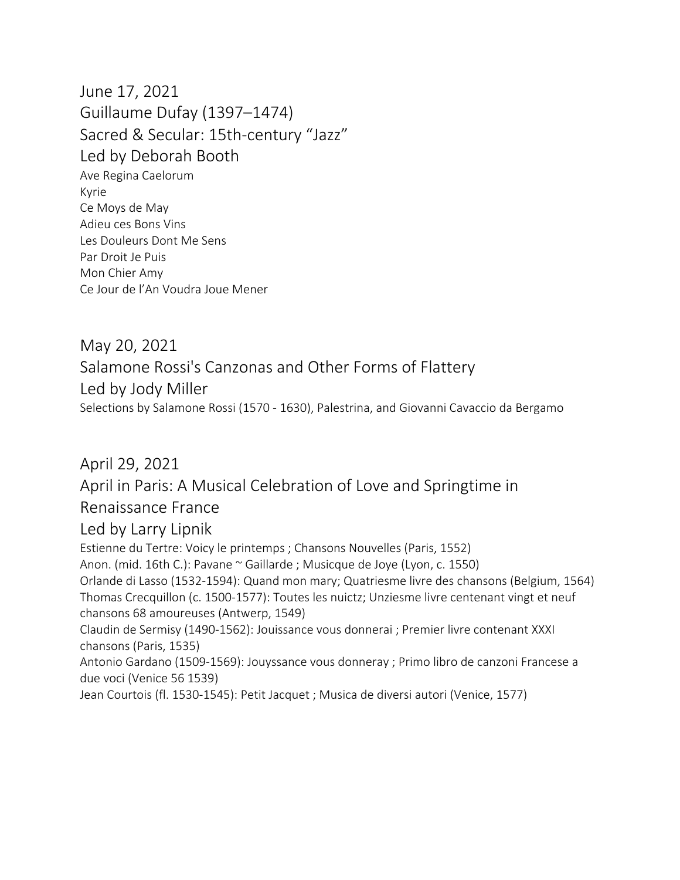## June 17, 2021
## Guillaume Dufay (1397–1474)
## Sacred & Secular: 15th-century "Jazz"
## Led by Deborah Booth

Ave Regina Caelorum
Kyrie
Ce Moys de May
Adieu ces Bons Vins
Les Douleurs Dont Me Sens
Par Droit Je Puis
Mon Chier Amy
Ce Jour de l'An Voudra Joue Mener

## May 20, 2021
## Salamone Rossi's Canzonas and Other Forms of Flattery
## Led by Jody Miller

Selections by Salamone Rossi (1570 - 1630), Palestrina, and Giovanni Cavaccio da Bergamo

## April 29, 2021
## April in Paris: A Musical Celebration of Love and Springtime in Renaissance France
## Led by Larry Lipnik

Estienne du Tertre: Voicy le printemps ; Chansons Nouvelles (Paris, 1552)
Anon. (mid. 16th C.): Pavane ~ Gaillarde ; Musicque de Joye (Lyon, c. 1550)
Orlande di Lasso (1532-1594): Quand mon mary; Quatriesme livre des chansons (Belgium, 1564)
Thomas Crecquillon (c. 1500-1577): Toutes les nuictz; Unziesme livre centenant vingt et neuf chansons 68 amoureuses (Antwerp, 1549)
Claudin de Sermisy (1490-1562): Jouissance vous donnerai ; Premier livre contenant XXXI chansons (Paris, 1535)
Antonio Gardano (1509-1569): Jouyssance vous donneray ; Primo libro de canzoni Francese a due voci (Venice 56 1539)
Jean Courtois (fl. 1530-1545): Petit Jacquet ; Musica de diversi autori (Venice, 1577)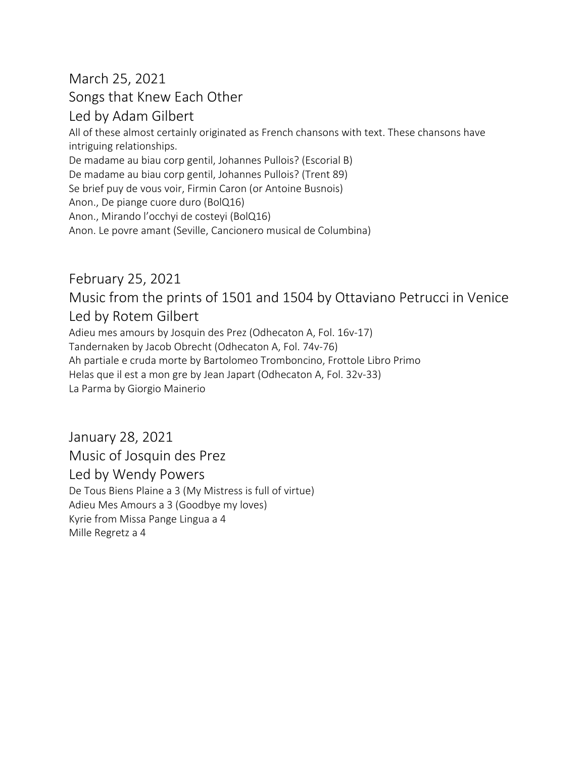## March 25, 2021

## Songs that Knew Each Other

## Led by Adam Gilbert

All of these almost certainly originated as French chansons with text. These chansons have intriguing relationships.

De madame au biau corp gentil, Johannes Pullois? (Escorial B)
De madame au biau corp gentil, Johannes Pullois? (Trent 89)
Se brief puy de vous voir, Firmin Caron (or Antoine Busnois)
Anon., De piange cuore duro (BolQ16)
Anon., Mirando l'occhyi de costeyi (BolQ16)
Anon. Le povre amant (Seville, Cancionero musical de Columbina)

## February 25, 2021

## Music from the prints of 1501 and 1504 by Ottaviano Petrucci in Venice

## Led by Rotem Gilbert

Adieu mes amours by Josquin des Prez (Odhecaton A, Fol. 16v-17)
Tandernaken by Jacob Obrecht (Odhecaton A, Fol. 74v-76)
Ah partiale e cruda morte by Bartolomeo Tromboncino, Frottole Libro Primo
Helas que il est a mon gre by Jean Japart (Odhecaton A, Fol. 32v-33)
La Parma by Giorgio Mainerio

## January 28, 2021

## Music of Josquin des Prez

## Led by Wendy Powers

De Tous Biens Plaine a 3 (My Mistress is full of virtue)
Adieu Mes Amours a 3 (Goodbye my loves)
Kyrie from Missa Pange Lingua a 4
Mille Regretz a 4